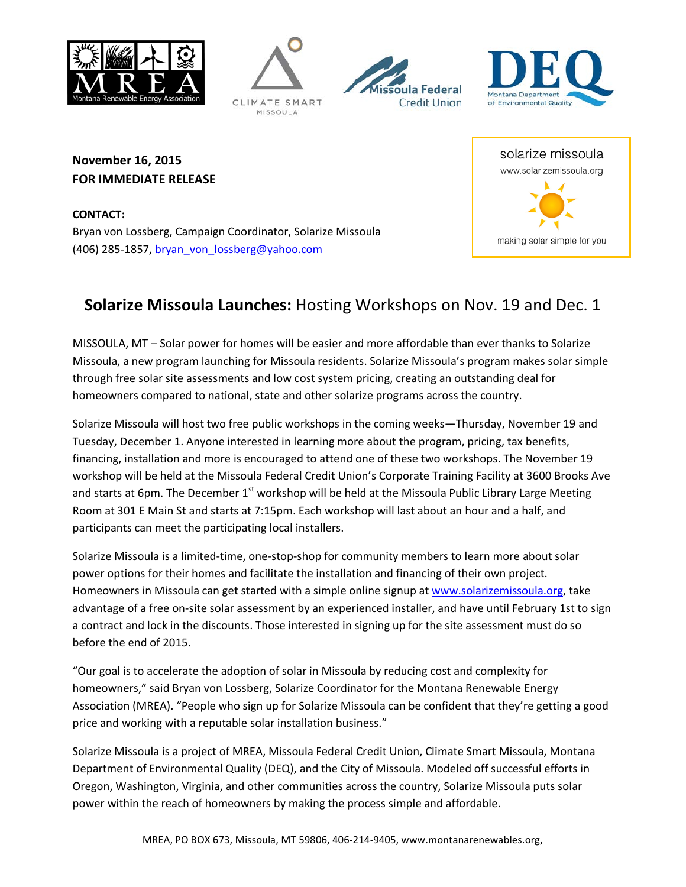Montana Renewable Energy Association | Climate Smart Missoula | Missoula Federal Credit Union | DEQ Montana Department of Environmental Quality

**November 16, 2015**
**FOR IMMEDIATE RELEASE**

solarize missoula
www.solarizemissoula.org
making solar simple for you

**CONTACT:**
Bryan von Lossberg, Campaign Coordinator, Solarize Missoula
(406) 285-1857, bryan_von_lossberg@yahoo.com

# **Solarize Missoula Launches:** Hosting Workshops on Nov. 19 and Dec. 1

MISSOULA, MT – Solar power for homes will be easier and more affordable than ever thanks to Solarize Missoula, a new program launching for Missoula residents. Solarize Missoula's program makes solar simple through free solar site assessments and low cost system pricing, creating an outstanding deal for homeowners compared to national, state and other solarize programs across the country.

Solarize Missoula will host two free public workshops in the coming weeks—Thursday, November 19 and Tuesday, December 1. Anyone interested in learning more about the program, pricing, tax benefits, financing, installation and more is encouraged to attend one of these two workshops. The November 19 workshop will be held at the Missoula Federal Credit Union's Corporate Training Facility at 3600 Brooks Ave and starts at 6pm. The December 1st workshop will be held at the Missoula Public Library Large Meeting Room at 301 E Main St and starts at 7:15pm. Each workshop will last about an hour and a half, and participants can meet the participating local installers.

Solarize Missoula is a limited-time, one-stop-shop for community members to learn more about solar power options for their homes and facilitate the installation and financing of their own project. Homeowners in Missoula can get started with a simple online signup at www.solarizemissoula.org, take advantage of a free on-site solar assessment by an experienced installer, and have until February 1st to sign a contract and lock in the discounts. Those interested in signing up for the site assessment must do so before the end of 2015.

"Our goal is to accelerate the adoption of solar in Missoula by reducing cost and complexity for homeowners," said Bryan von Lossberg, Solarize Coordinator for the Montana Renewable Energy Association (MREA). "People who sign up for Solarize Missoula can be confident that they're getting a good price and working with a reputable solar installation business."

Solarize Missoula is a project of MREA, Missoula Federal Credit Union, Climate Smart Missoula, Montana Department of Environmental Quality (DEQ), and the City of Missoula. Modeled off successful efforts in Oregon, Washington, Virginia, and other communities across the country, Solarize Missoula puts solar power within the reach of homeowners by making the process simple and affordable.

MREA, PO BOX 673, Missoula, MT 59806, 406-214-9405, www.montanarenewables.org,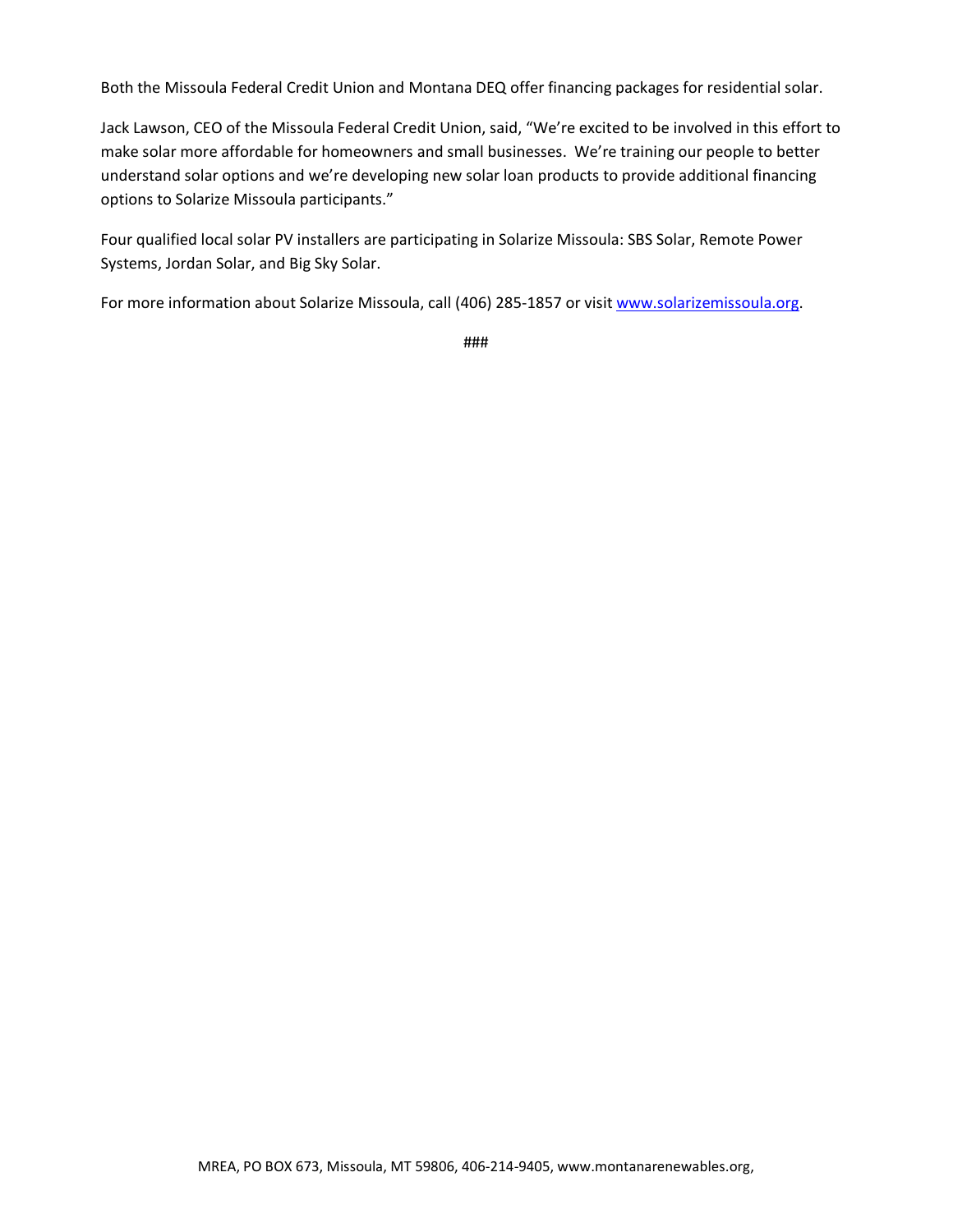Both the Missoula Federal Credit Union and Montana DEQ offer financing packages for residential solar.

Jack Lawson, CEO of the Missoula Federal Credit Union, said, "We're excited to be involved in this effort to make solar more affordable for homeowners and small businesses. We're training our people to better understand solar options and we're developing new solar loan products to provide additional financing options to Solarize Missoula participants."

Four qualified local solar PV installers are participating in Solarize Missoula: SBS Solar, Remote Power Systems, Jordan Solar, and Big Sky Solar.

For more information about Solarize Missoula, call (406) 285-1857 or visit www.solarizemissoula.org.

###

MREA, PO BOX 673, Missoula, MT 59806, 406-214-9405, www.montanarenewables.org,